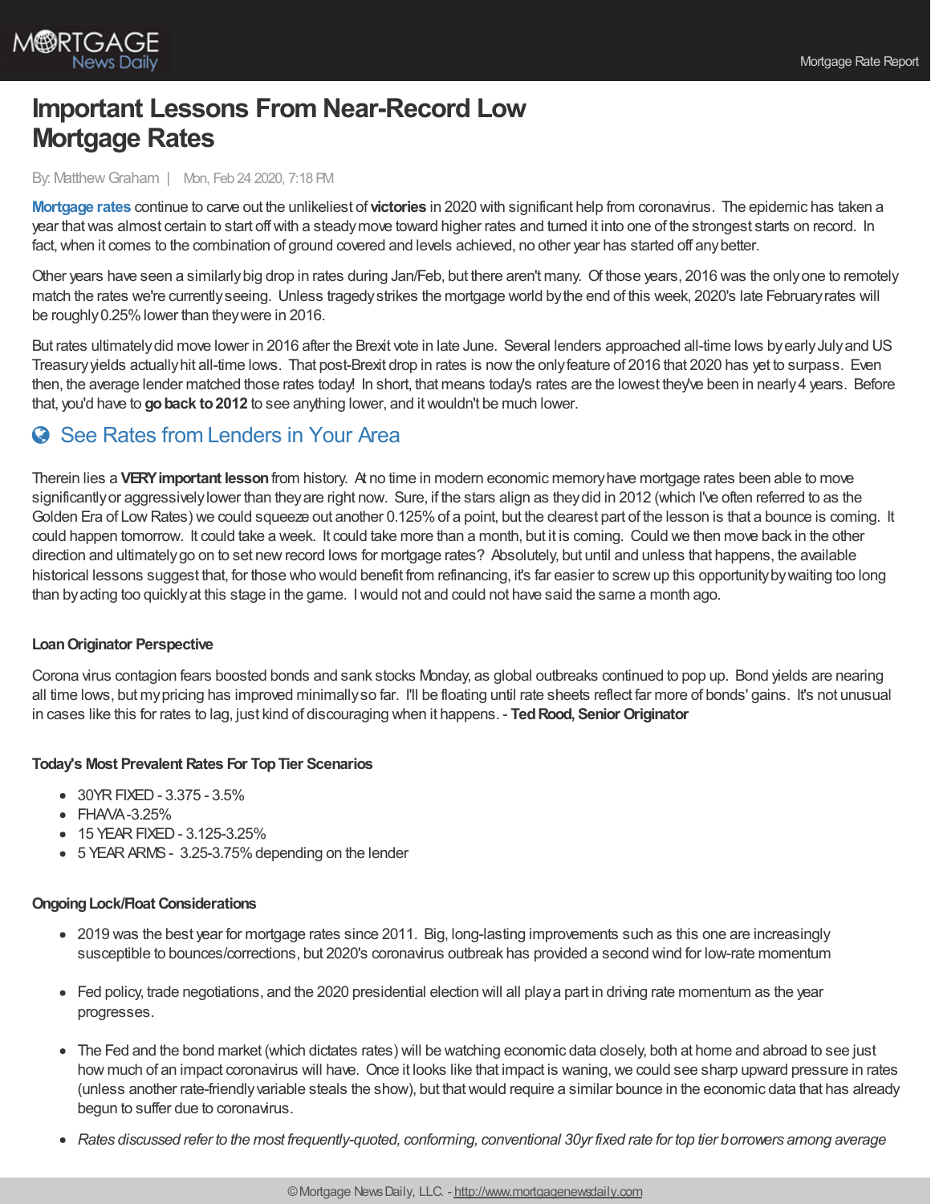# Important Lessons From Near-Record Low Mortgage Rates

By: Matthew Graham | Mon, Feb 24 2020, 7:18 PM

**Mortgage rates** continue to carve out the unlikeliest of **victories** in 2020 with significant help from coronavirus. The epidemic has taken a year that was almost certain to start off with a steady move toward higher rates and turned it into one of the strongest starts on record. In fact, when it comes to the combination of ground covered and levels achieved, no other year has started off any better.

Other years have seen a similarly big drop in rates during Jan/Feb, but there aren't many. Of those years, 2016 was the only one to remotely match the rates we're currently seeing. Unless tragedy strikes the mortgage world by the end of this week, 2020's late February rates will be roughly 0.25% lower than they were in 2016.

But rates ultimately did move lower in 2016 after the Brexit vote in late June. Several lenders approached all-time lows by early July and US Treasury yields actually hit all-time lows. That post-Brexit drop in rates is now the only feature of 2016 that 2020 has yet to surpass. Even then, the average lender matched those rates today! In short, that means today's rates are the lowest they've been in nearly 4 years. Before that, you'd have to **go back to 2012** to see anything lower, and it wouldn't be much lower.

## See Rates from Lenders in Your Area

Therein lies a **VERY important lesson** from history. At no time in modern economic memory have mortgage rates been able to move significantly or aggressively lower than they are right now. Sure, if the stars align as they did in 2012 (which I've often referred to as the Golden Era of Low Rates) we could squeeze out another 0.125% of a point, but the clearest part of the lesson is that a bounce is coming. It could happen tomorrow. It could take a week. It could take more than a month, but it is coming. Could we then move back in the other direction and ultimately go on to set new record lows for mortgage rates? Absolutely, but until and unless that happens, the available historical lessons suggest that, for those who would benefit from refinancing, it's far easier to screw up this opportunity by waiting too long than by acting too quickly at this stage in the game. I would not and could not have said the same a month ago.

**Loan Originator Perspective**

Corona virus contagion fears boosted bonds and sank stocks Monday, as global outbreaks continued to pop up. Bond yields are nearing all time lows, but my pricing has improved minimally so far. I'll be floating until rate sheets reflect far more of bonds' gains. It's not unusual in cases like this for rates to lag, just kind of discouraging when it happens. - **Ted Rood, Senior Originator**

**Today's Most Prevalent Rates For Top Tier Scenarios**

- 30YR FIXED - 3.375 - 3.5%
- FHA/VA -3.25%
- 15 YEAR FIXED - 3.125-3.25%
- 5 YEAR ARMS - 3.25-3.75% depending on the lender

**Ongoing Lock/Float Considerations**

- 2019 was the best year for mortgage rates since 2011. Big, long-lasting improvements such as this one are increasingly susceptible to bounces/corrections, but 2020's coronavirus outbreak has provided a second wind for low-rate momentum
- Fed policy, trade negotiations, and the 2020 presidential election will all play a part in driving rate momentum as the year progresses.
- The Fed and the bond market (which dictates rates) will be watching economic data closely, both at home and abroad to see just how much of an impact coronavirus will have. Once it looks like that impact is waning, we could see sharp upward pressure in rates (unless another rate-friendly variable steals the show), but that would require a similar bounce in the economic data that has already begun to suffer due to coronavirus.
- *Rates discussed refer to the most frequently-quoted, conforming, conventional 30yr fixed rate for top tier borrowers among average*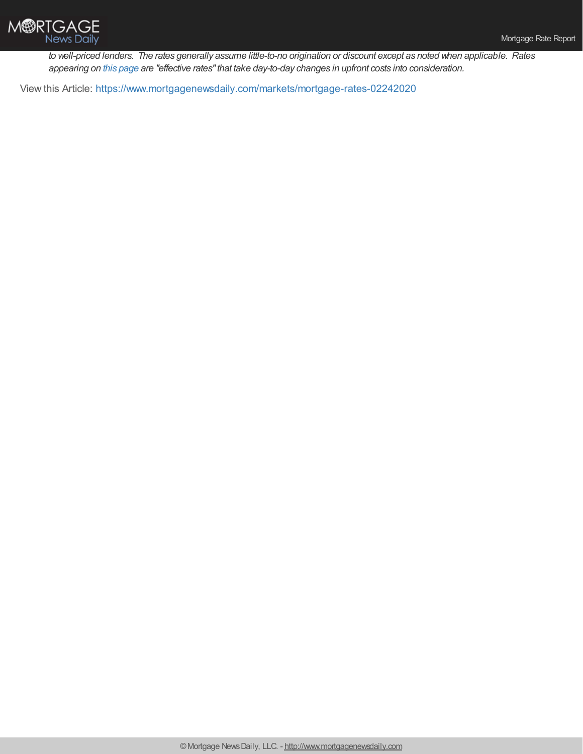*to well-priced lenders. The rates generally assume little-to-no origination or discount except as noted when applicable. Rates appearing on this page are "effective rates" that take day-to-day changes in upfront costs into consideration.*

View this Article: https://www.mortgagenewsdaily.com/markets/mortgage-rates-02242020